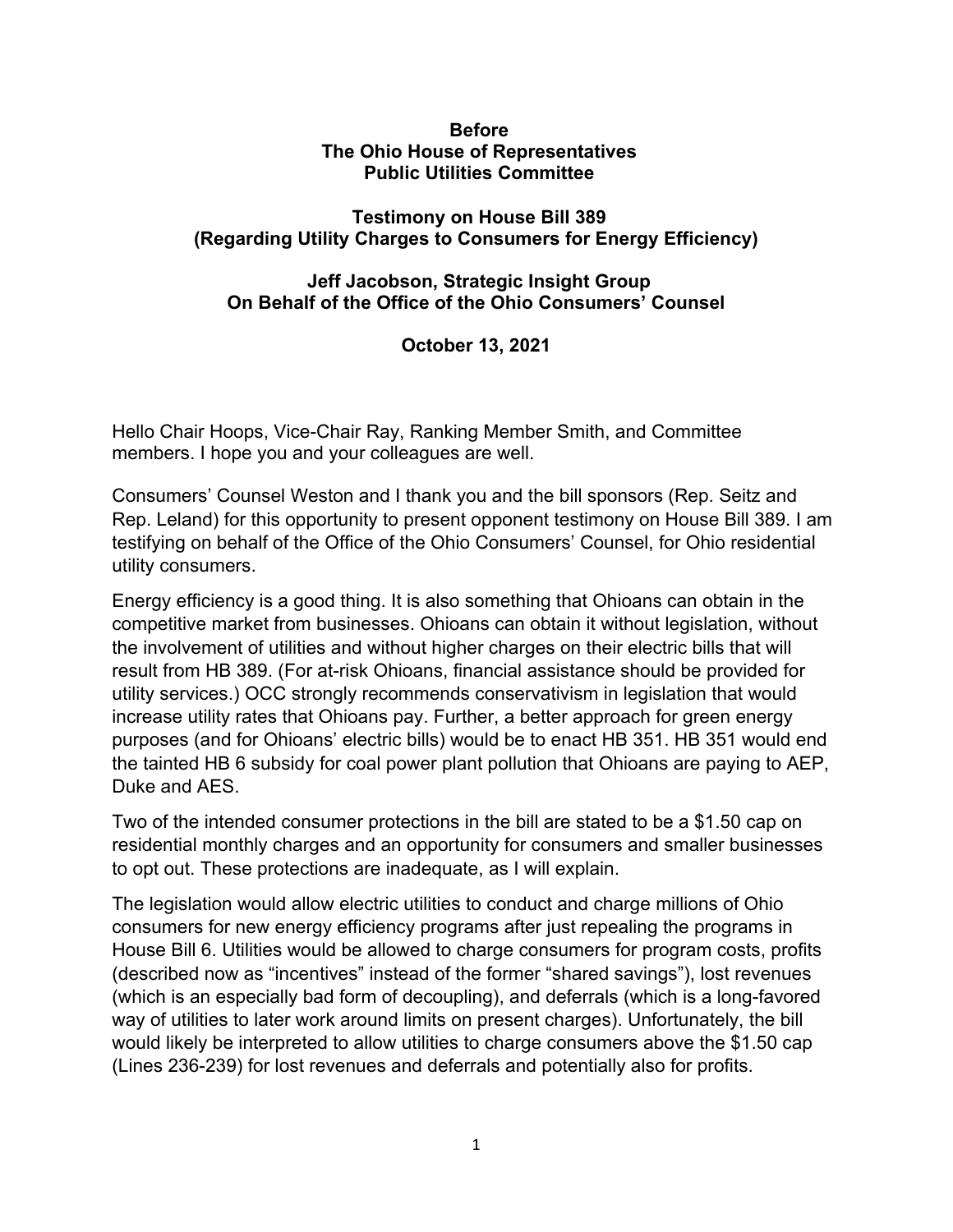**Before**
**The Ohio House of Representatives**
**Public Utilities Committee**

**Testimony on House Bill 389**
**(Regarding Utility Charges to Consumers for Energy Efficiency)**

**Jeff Jacobson, Strategic Insight Group**
**On Behalf of the Office of the Ohio Consumers' Counsel**

**October 13, 2021**

Hello Chair Hoops, Vice-Chair Ray, Ranking Member Smith, and Committee members. I hope you and your colleagues are well.

Consumers' Counsel Weston and I thank you and the bill sponsors (Rep. Seitz and Rep. Leland) for this opportunity to present opponent testimony on House Bill 389. I am testifying on behalf of the Office of the Ohio Consumers' Counsel, for Ohio residential utility consumers.

Energy efficiency is a good thing. It is also something that Ohioans can obtain in the competitive market from businesses. Ohioans can obtain it without legislation, without the involvement of utilities and without higher charges on their electric bills that will result from HB 389. (For at-risk Ohioans, financial assistance should be provided for utility services.) OCC strongly recommends conservativism in legislation that would increase utility rates that Ohioans pay. Further, a better approach for green energy purposes (and for Ohioans' electric bills) would be to enact HB 351. HB 351 would end the tainted HB 6 subsidy for coal power plant pollution that Ohioans are paying to AEP, Duke and AES.

Two of the intended consumer protections in the bill are stated to be a $1.50 cap on residential monthly charges and an opportunity for consumers and smaller businesses to opt out. These protections are inadequate, as I will explain.

The legislation would allow electric utilities to conduct and charge millions of Ohio consumers for new energy efficiency programs after just repealing the programs in House Bill 6. Utilities would be allowed to charge consumers for program costs, profits (described now as "incentives" instead of the former "shared savings"), lost revenues (which is an especially bad form of decoupling), and deferrals (which is a long-favored way of utilities to later work around limits on present charges). Unfortunately, the bill would likely be interpreted to allow utilities to charge consumers above the $1.50 cap (Lines 236-239) for lost revenues and deferrals and potentially also for profits.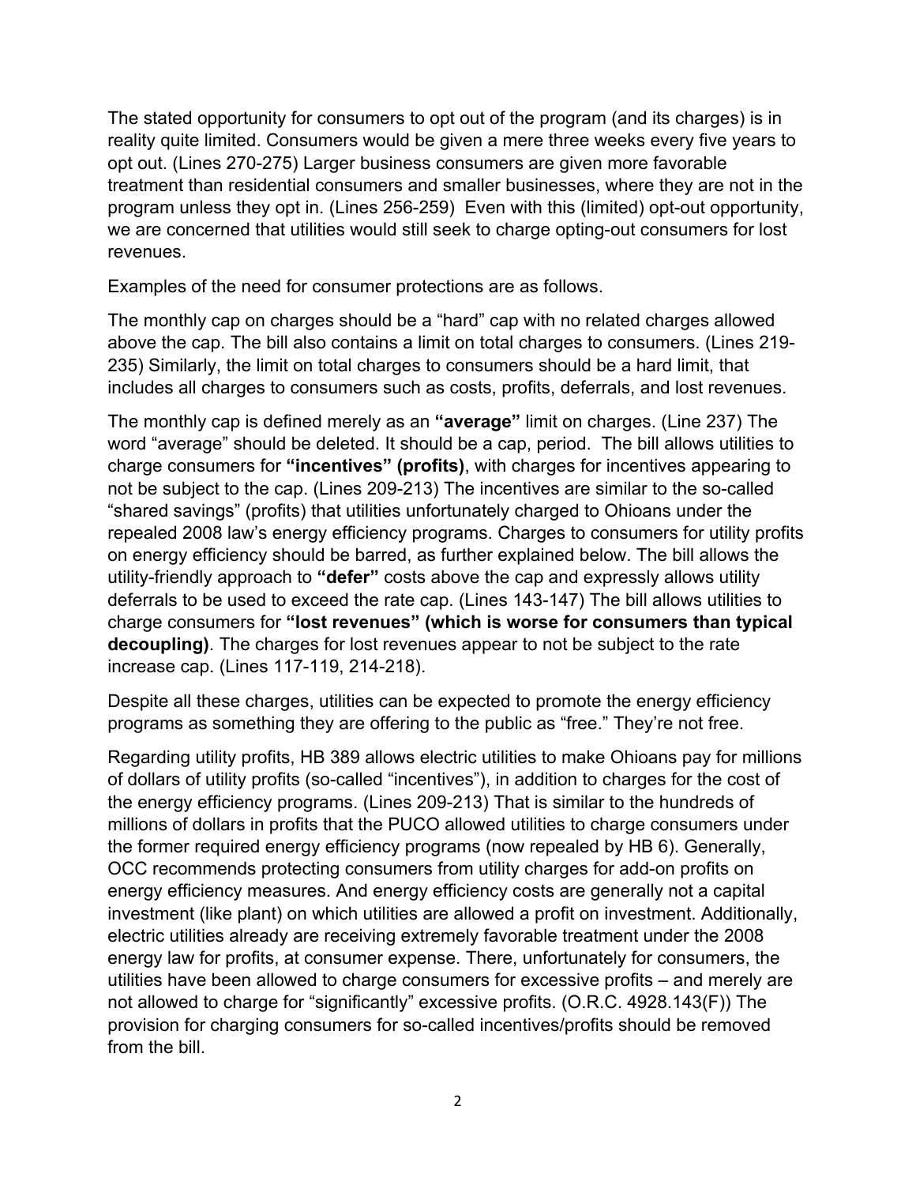The stated opportunity for consumers to opt out of the program (and its charges) is in reality quite limited. Consumers would be given a mere three weeks every five years to opt out. (Lines 270-275) Larger business consumers are given more favorable treatment than residential consumers and smaller businesses, where they are not in the program unless they opt in. (Lines 256-259) Even with this (limited) opt-out opportunity, we are concerned that utilities would still seek to charge opting-out consumers for lost revenues.

Examples of the need for consumer protections are as follows.

The monthly cap on charges should be a "hard" cap with no related charges allowed above the cap. The bill also contains a limit on total charges to consumers. (Lines 219-235) Similarly, the limit on total charges to consumers should be a hard limit, that includes all charges to consumers such as costs, profits, deferrals, and lost revenues.

The monthly cap is defined merely as an **"average"** limit on charges. (Line 237) The word "average" should be deleted. It should be a cap, period. The bill allows utilities to charge consumers for **"incentives" (profits)**, with charges for incentives appearing to not be subject to the cap. (Lines 209-213) The incentives are similar to the so-called "shared savings" (profits) that utilities unfortunately charged to Ohioans under the repealed 2008 law's energy efficiency programs. Charges to consumers for utility profits on energy efficiency should be barred, as further explained below. The bill allows the utility-friendly approach to **"defer"** costs above the cap and expressly allows utility deferrals to be used to exceed the rate cap. (Lines 143-147) The bill allows utilities to charge consumers for **"lost revenues" (which is worse for consumers than typical decoupling)**. The charges for lost revenues appear to not be subject to the rate increase cap. (Lines 117-119, 214-218).

Despite all these charges, utilities can be expected to promote the energy efficiency programs as something they are offering to the public as "free." They're not free.

Regarding utility profits, HB 389 allows electric utilities to make Ohioans pay for millions of dollars of utility profits (so-called "incentives"), in addition to charges for the cost of the energy efficiency programs. (Lines 209-213) That is similar to the hundreds of millions of dollars in profits that the PUCO allowed utilities to charge consumers under the former required energy efficiency programs (now repealed by HB 6). Generally, OCC recommends protecting consumers from utility charges for add-on profits on energy efficiency measures. And energy efficiency costs are generally not a capital investment (like plant) on which utilities are allowed a profit on investment. Additionally, electric utilities already are receiving extremely favorable treatment under the 2008 energy law for profits, at consumer expense. There, unfortunately for consumers, the utilities have been allowed to charge consumers for excessive profits – and merely are not allowed to charge for "significantly" excessive profits. (O.R.C. 4928.143(F)) The provision for charging consumers for so-called incentives/profits should be removed from the bill.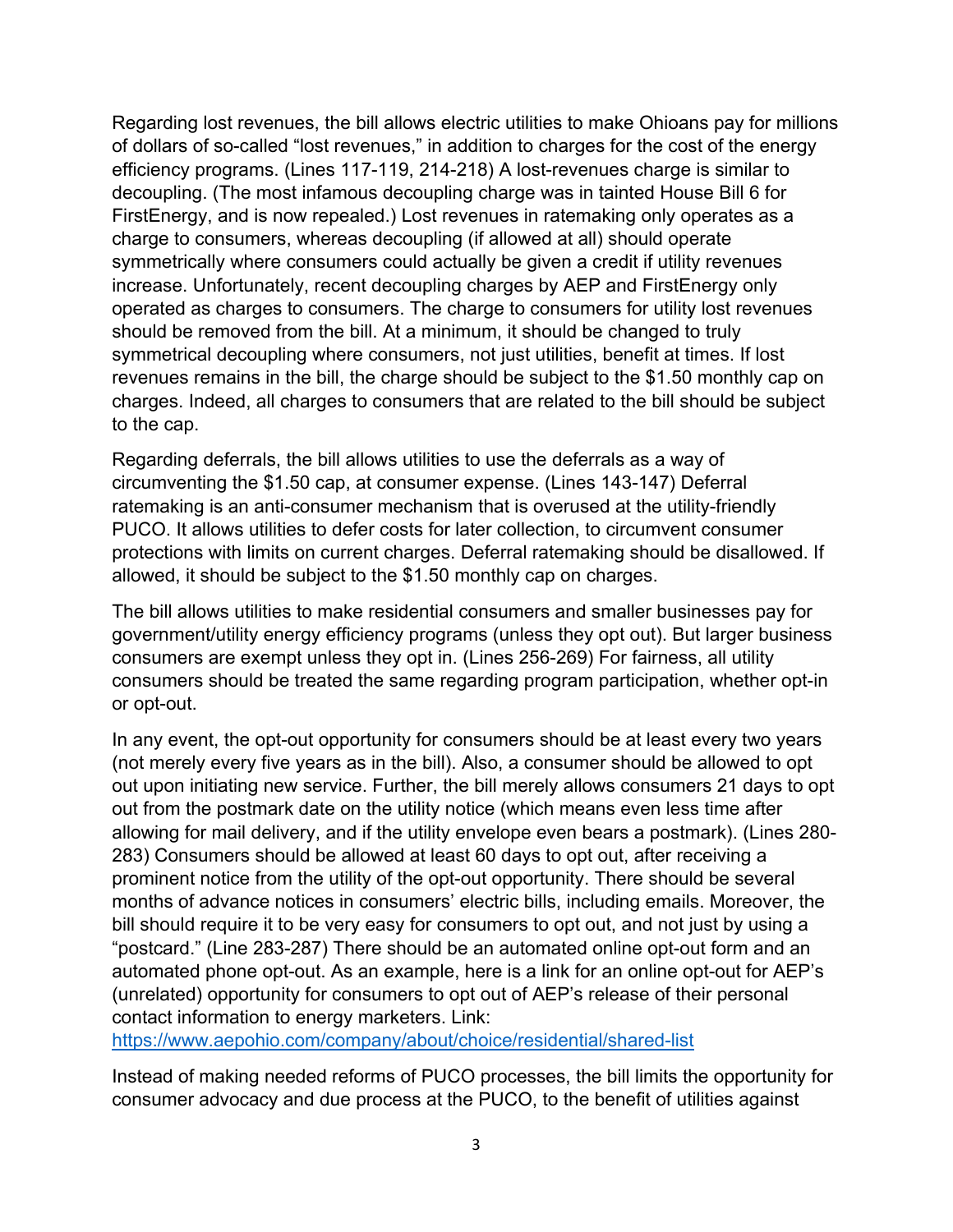Regarding lost revenues, the bill allows electric utilities to make Ohioans pay for millions of dollars of so-called "lost revenues," in addition to charges for the cost of the energy efficiency programs. (Lines 117-119, 214-218) A lost-revenues charge is similar to decoupling. (The most infamous decoupling charge was in tainted House Bill 6 for FirstEnergy, and is now repealed.) Lost revenues in ratemaking only operates as a charge to consumers, whereas decoupling (if allowed at all) should operate symmetrically where consumers could actually be given a credit if utility revenues increase. Unfortunately, recent decoupling charges by AEP and FirstEnergy only operated as charges to consumers. The charge to consumers for utility lost revenues should be removed from the bill. At a minimum, it should be changed to truly symmetrical decoupling where consumers, not just utilities, benefit at times. If lost revenues remains in the bill, the charge should be subject to the $1.50 monthly cap on charges. Indeed, all charges to consumers that are related to the bill should be subject to the cap.

Regarding deferrals, the bill allows utilities to use the deferrals as a way of circumventing the $1.50 cap, at consumer expense. (Lines 143-147) Deferral ratemaking is an anti-consumer mechanism that is overused at the utility-friendly PUCO. It allows utilities to defer costs for later collection, to circumvent consumer protections with limits on current charges. Deferral ratemaking should be disallowed. If allowed, it should be subject to the $1.50 monthly cap on charges.

The bill allows utilities to make residential consumers and smaller businesses pay for government/utility energy efficiency programs (unless they opt out). But larger business consumers are exempt unless they opt in. (Lines 256-269) For fairness, all utility consumers should be treated the same regarding program participation, whether opt-in or opt-out.

In any event, the opt-out opportunity for consumers should be at least every two years (not merely every five years as in the bill). Also, a consumer should be allowed to opt out upon initiating new service. Further, the bill merely allows consumers 21 days to opt out from the postmark date on the utility notice (which means even less time after allowing for mail delivery, and if the utility envelope even bears a postmark). (Lines 280-283) Consumers should be allowed at least 60 days to opt out, after receiving a prominent notice from the utility of the opt-out opportunity. There should be several months of advance notices in consumers' electric bills, including emails. Moreover, the bill should require it to be very easy for consumers to opt out, and not just by using a "postcard." (Line 283-287) There should be an automated online opt-out form and an automated phone opt-out. As an example, here is a link for an online opt-out for AEP's (unrelated) opportunity for consumers to opt out of AEP's release of their personal contact information to energy marketers. Link: https://www.aepohio.com/company/about/choice/residential/shared-list

Instead of making needed reforms of PUCO processes, the bill limits the opportunity for consumer advocacy and due process at the PUCO, to the benefit of utilities against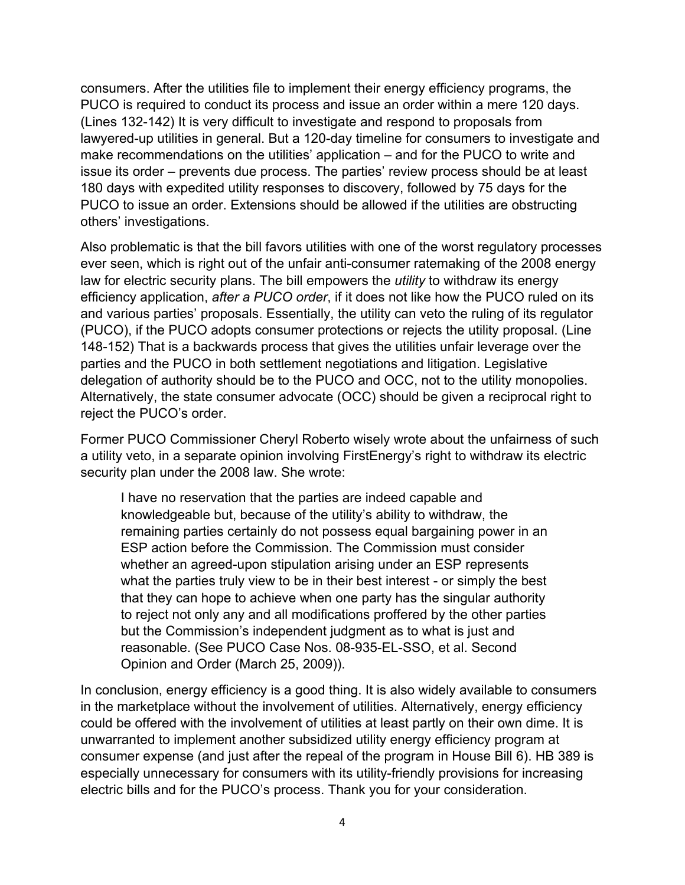consumers. After the utilities file to implement their energy efficiency programs, the PUCO is required to conduct its process and issue an order within a mere 120 days. (Lines 132-142) It is very difficult to investigate and respond to proposals from lawyered-up utilities in general. But a 120-day timeline for consumers to investigate and make recommendations on the utilities' application – and for the PUCO to write and issue its order – prevents due process. The parties' review process should be at least 180 days with expedited utility responses to discovery, followed by 75 days for the PUCO to issue an order. Extensions should be allowed if the utilities are obstructing others' investigations.

Also problematic is that the bill favors utilities with one of the worst regulatory processes ever seen, which is right out of the unfair anti-consumer ratemaking of the 2008 energy law for electric security plans. The bill empowers the *utility* to withdraw its energy efficiency application, *after a PUCO order*, if it does not like how the PUCO ruled on its and various parties' proposals. Essentially, the utility can veto the ruling of its regulator (PUCO), if the PUCO adopts consumer protections or rejects the utility proposal. (Line 148-152) That is a backwards process that gives the utilities unfair leverage over the parties and the PUCO in both settlement negotiations and litigation. Legislative delegation of authority should be to the PUCO and OCC, not to the utility monopolies. Alternatively, the state consumer advocate (OCC) should be given a reciprocal right to reject the PUCO's order.

Former PUCO Commissioner Cheryl Roberto wisely wrote about the unfairness of such a utility veto, in a separate opinion involving FirstEnergy's right to withdraw its electric security plan under the 2008 law. She wrote:

> I have no reservation that the parties are indeed capable and knowledgeable but, because of the utility's ability to withdraw, the remaining parties certainly do not possess equal bargaining power in an ESP action before the Commission. The Commission must consider whether an agreed-upon stipulation arising under an ESP represents what the parties truly view to be in their best interest - or simply the best that they can hope to achieve when one party has the singular authority to reject not only any and all modifications proffered by the other parties but the Commission's independent judgment as to what is just and reasonable. (See PUCO Case Nos. 08-935-EL-SSO, et al. Second Opinion and Order (March 25, 2009)).

In conclusion, energy efficiency is a good thing. It is also widely available to consumers in the marketplace without the involvement of utilities. Alternatively, energy efficiency could be offered with the involvement of utilities at least partly on their own dime. It is unwarranted to implement another subsidized utility energy efficiency program at consumer expense (and just after the repeal of the program in House Bill 6). HB 389 is especially unnecessary for consumers with its utility-friendly provisions for increasing electric bills and for the PUCO's process. Thank you for your consideration.